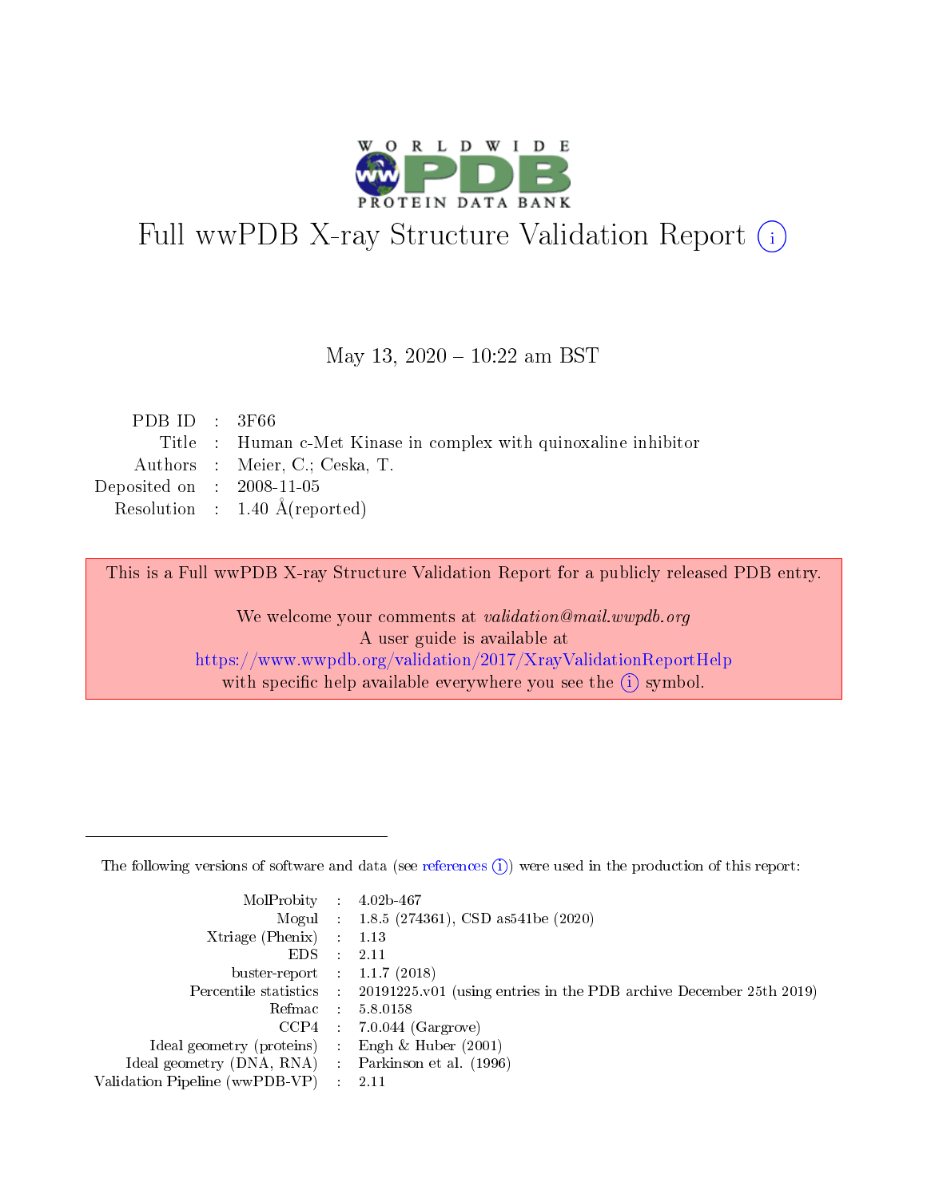# Full wwPDB X-ray Structure Validation Report (i)

May 13, 2020 – 10:22 am BST

| | | |
|---|---|---|
| PDB ID | : | 3F66 |
| Title | : | Human c-Met Kinase in complex with quinoxaline inhibitor |
| Authors | : | Meier, C.; Ceska, T. |
| Deposited on | : | 2008-11-05 |
| Resolution | : | 1.40 Å(reported) |

This is a Full wwPDB X-ray Structure Validation Report for a publicly released PDB entry.

We welcome your comments at *validation@mail.wwpdb.org*
A user guide is available at
https://www.wwpdb.org/validation/2017/XrayValidationReportHelp
with specific help available everywhere you see the (i) symbol.

---

The following versions of software and data (see references (i)) were used in the production of this report:

| | | |
|---|---|---|
| MolProbity | : | 4.02b-467 |
| Mogul | : | 1.8.5 (274361), CSD as541be (2020) |
| Xtriage (Phenix) | : | 1.13 |
| EDS | : | 2.11 |
| buster-report | : | 1.1.7 (2018) |
| Percentile statistics | : | 20191225.v01 (using entries in the PDB archive December 25th 2019) |
| Refmac | : | 5.8.0158 |
| CCP4 | : | 7.0.044 (Gargrove) |
| Ideal geometry (proteins) | : | Engh & Huber (2001) |
| Ideal geometry (DNA, RNA) | : | Parkinson et al. (1996) |
| Validation Pipeline (wwPDB-VP) | : | 2.11 |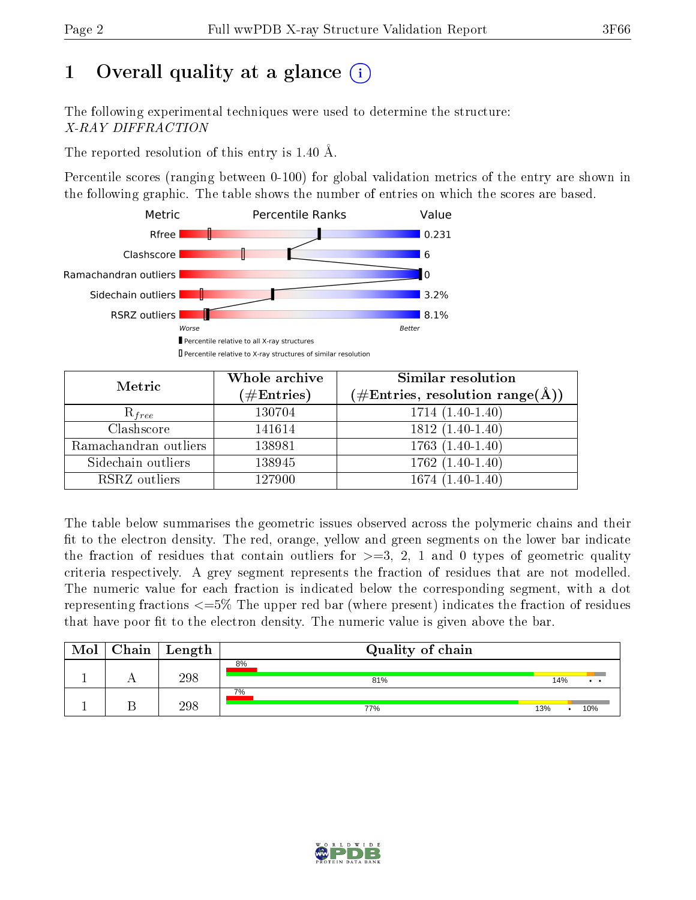# 1 Overall quality at a glance (i)

The following experimental techniques were used to determine the structure:
*X-RAY DIFFRACTION*

The reported resolution of this entry is 1.40 Å.

Percentile scores (ranging between 0-100) for global validation metrics of the entry are shown in the following graphic. The table shows the number of entries on which the scores are based.

| Metric | Value |
|---|---|
| Rfree | 0.231 |
| Clashscore | 6 |
| Ramachandran outliers | 0 |
| Sidechain outliers | 3.2% |
| RSRZ outliers | 8.1% |

Worse — Better

▮ Percentile relative to all X-ray structures

▯ Percentile relative to X-ray structures of similar resolution

| Metric | Whole archive (#Entries) | Similar resolution (#Entries, resolution range(Å)) |
|---|---|---|
| $R_{free}$ | 130704 | 1714 (1.40-1.40) |
| Clashscore | 141614 | 1812 (1.40-1.40) |
| Ramachandran outliers | 138981 | 1763 (1.40-1.40) |
| Sidechain outliers | 138945 | 1762 (1.40-1.40) |
| RSRZ outliers | 127900 | 1674 (1.40-1.40) |

The table below summarises the geometric issues observed across the polymeric chains and their fit to the electron density. The red, orange, yellow and green segments on the lower bar indicate the fraction of residues that contain outliers for >=3, 2, 1 and 0 types of geometric quality criteria respectively. A grey segment represents the fraction of residues that are not modelled. The numeric value for each fraction is indicated below the corresponding segment, with a dot representing fractions <=5% The upper red bar (where present) indicates the fraction of residues that have poor fit to the electron density. The numeric value is given above the bar.

| Mol | Chain | Length | Quality of chain |
|---|---|---|---|
| 1 | A | 298 | 8% / 81% , 14% , • , • |
| 1 | B | 298 | 7% / 77% , 13% , • , 10% |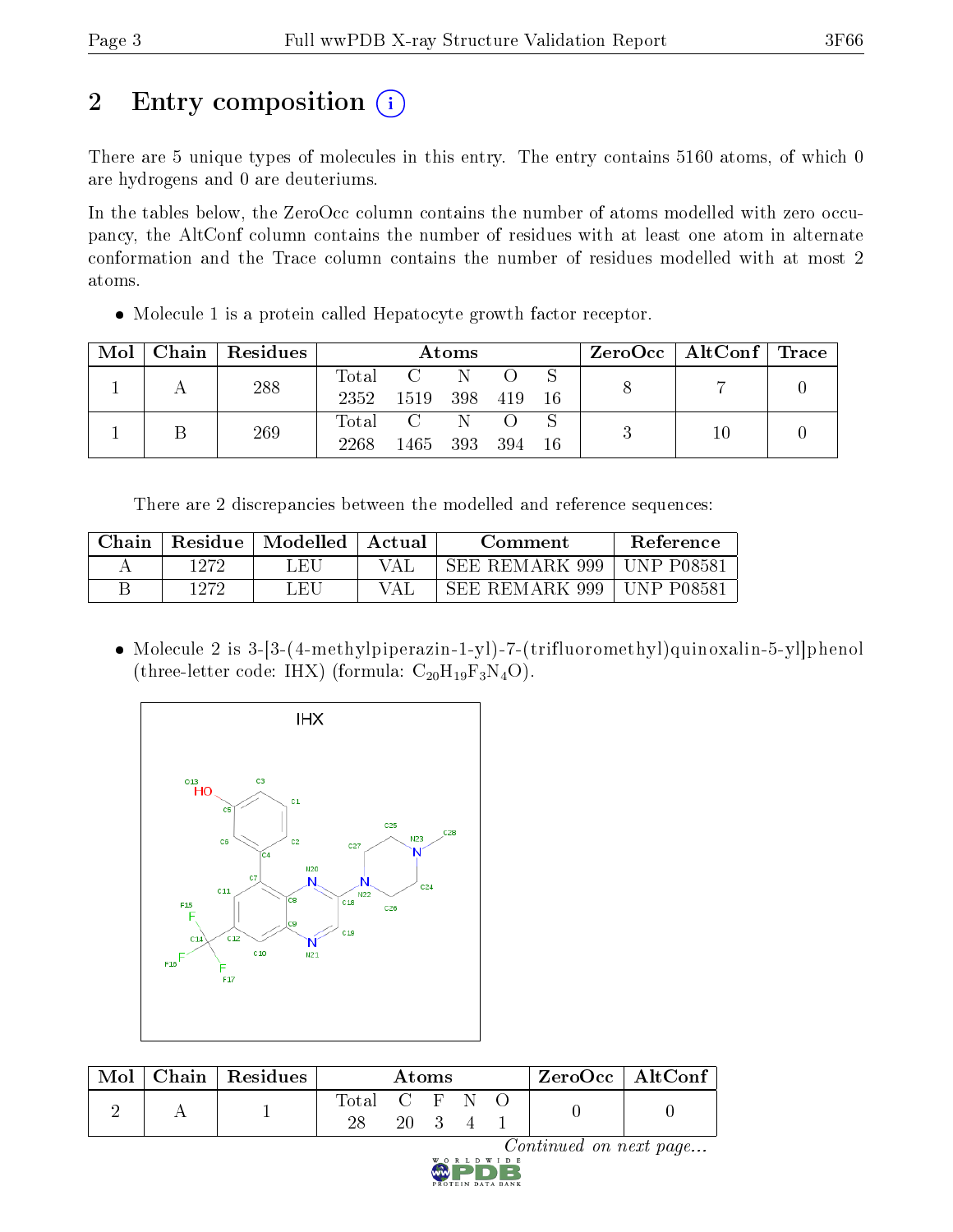# 2 Entry composition

There are 5 unique types of molecules in this entry. The entry contains 5160 atoms, of which 0 are hydrogens and 0 are deuteriums.

In the tables below, the ZeroOcc column contains the number of atoms modelled with zero occupancy, the AltConf column contains the number of residues with at least one atom in alternate conformation and the Trace column contains the number of residues modelled with at most 2 atoms.

- Molecule 1 is a protein called Hepatocyte growth factor receptor.

| Mol | Chain | Residues | Atoms | | | | | ZeroOcc | AltConf | Trace |
|---|---|---|---|---|---|---|---|---|---|---|
| 1 | A | 288 | Total<br>2352 | C<br>1519 | N<br>398 | O<br>419 | S<br>16 | 8 | 7 | 0 |
| 1 | B | 269 | Total<br>2268 | C<br>1465 | N<br>393 | O<br>394 | S<br>16 | 3 | 10 | 0 |

There are 2 discrepancies between the modelled and reference sequences:

| Chain | Residue | Modelled | Actual | Comment | Reference |
|---|---|---|---|---|---|
| A | 1272 | LEU | VAL | SEE REMARK 999 | UNP P08581 |
| B | 1272 | LEU | VAL | SEE REMARK 999 | UNP P08581 |

- Molecule 2 is 3-[3-(4-methylpiperazin-1-yl)-7-(trifluoromethyl)quinoxalin-5-yl]phenol (three-letter code: IHX) (formula: $C_{20}H_{19}F_3N_4O$).

| Mol | Chain | Residues | Atoms | | | | | ZeroOcc | AltConf |
|---|---|---|---|---|---|---|---|---|---|
| 2 | A | 1 | Total<br>28 | C<br>20 | F<br>3 | N<br>4 | O<br>1 | 0 | 0 |

*Continued on next page...*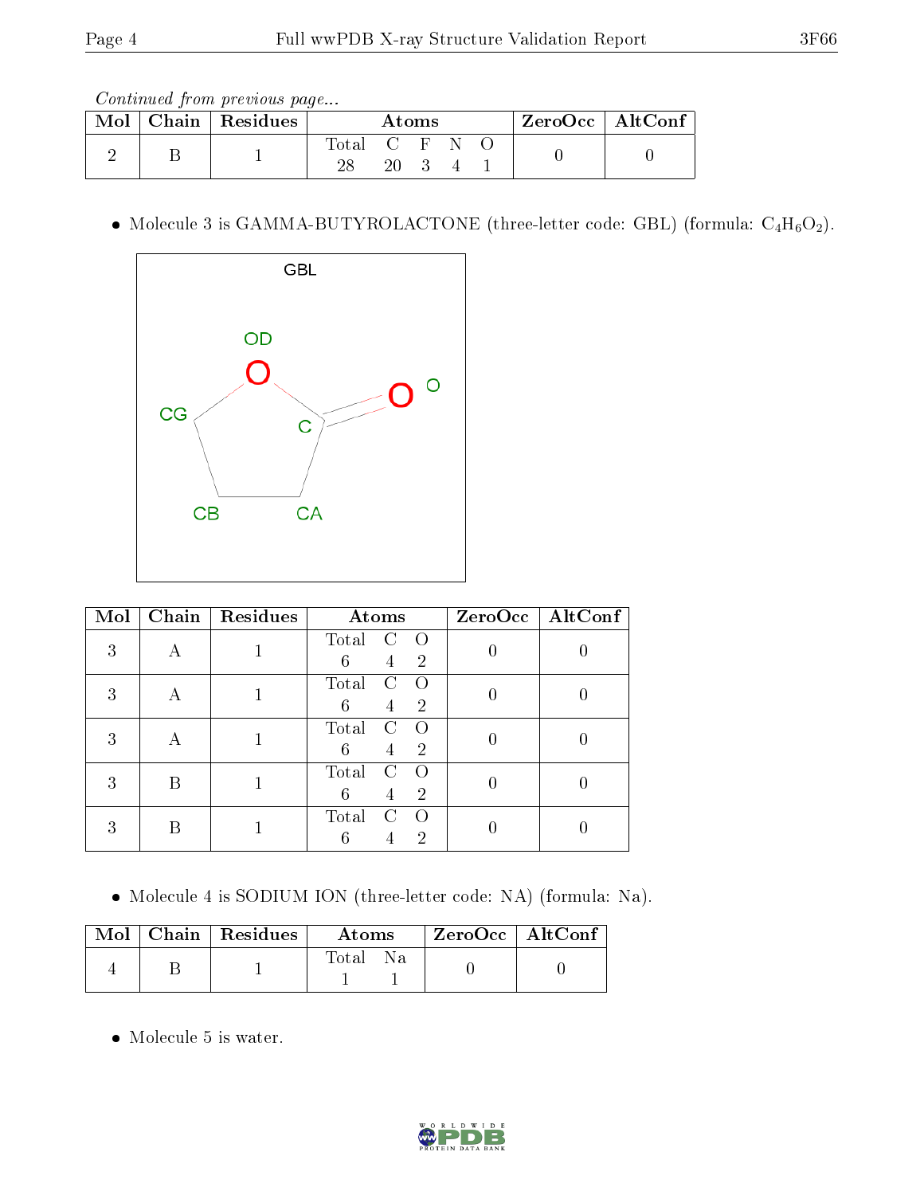Continued from previous page...

| Mol | Chain | Residues | Atoms | | | | | ZeroOcc | AltConf |
|---|---|---|---|---|---|---|---|---|---|
| | | | Total | C | F | N | O | | |
| 2 | B | 1 | 28 | 20 | 3 | 4 | 1 | 0 | 0 |

- Molecule 3 is GAMMA-BUTYROLACTONE (three-letter code: GBL) (formula: $C_4H_6O_2$).

| Mol | Chain | Residues | Atoms | | | ZeroOcc | AltConf |
|---|---|---|---|---|---|---|---|
| | | | Total | C | O | | |
| 3 | A | 1 | 6 | 4 | 2 | 0 | 0 |
| 3 | A | 1 | 6 | 4 | 2 | 0 | 0 |
| 3 | A | 1 | 6 | 4 | 2 | 0 | 0 |
| 3 | B | 1 | 6 | 4 | 2 | 0 | 0 |
| 3 | B | 1 | 6 | 4 | 2 | 0 | 0 |

- Molecule 4 is SODIUM ION (three-letter code: NA) (formula: Na).

| Mol | Chain | Residues | Atoms | | ZeroOcc | AltConf |
|---|---|---|---|---|---|---|
| | | | Total | Na | | |
| 4 | B | 1 | 1 | 1 | 0 | 0 |

- Molecule 5 is water.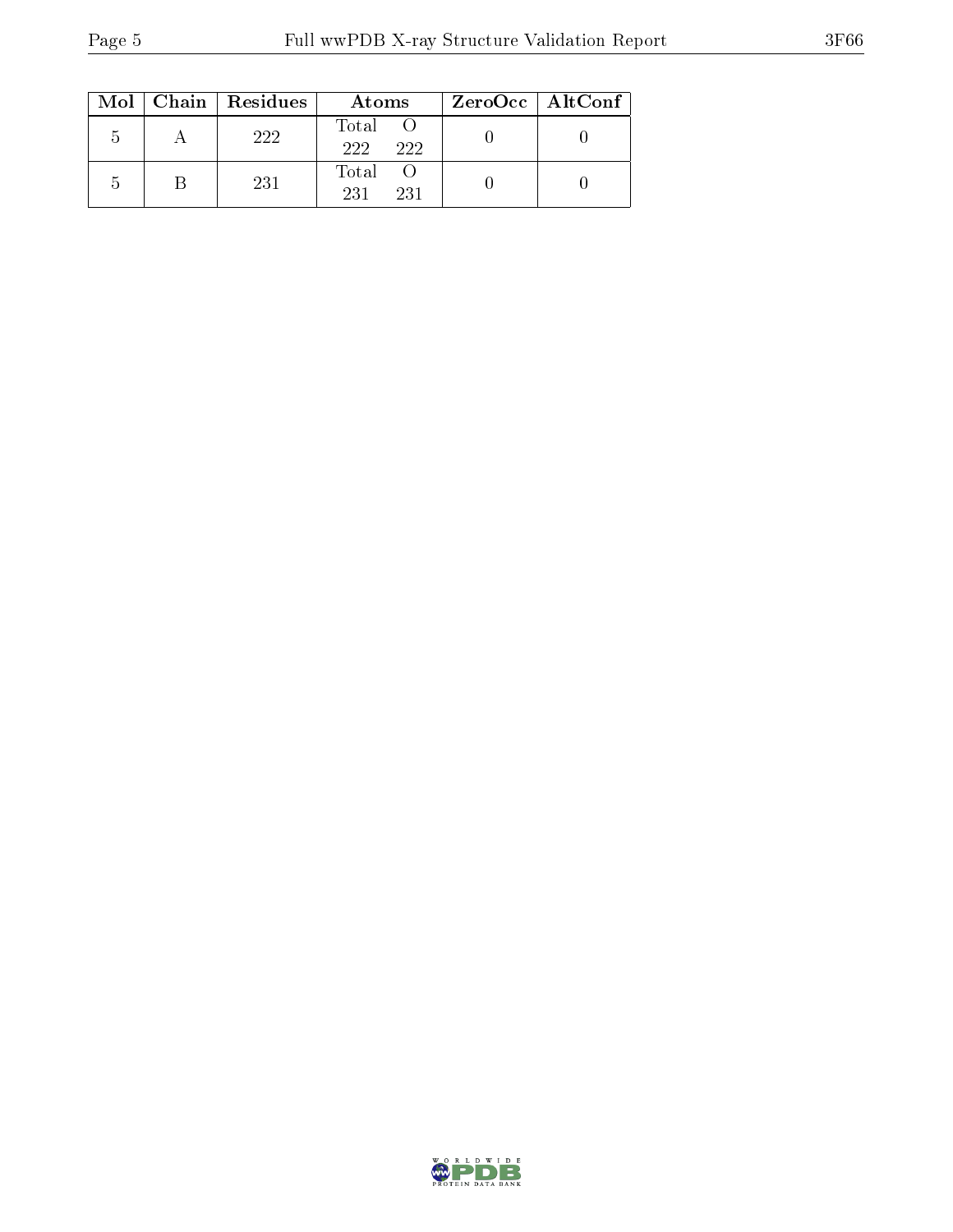| Mol | Chain | Residues | Atoms | | ZeroOcc | AltConf |
|---|---|---|---|---|---|---|
| | | | Total | O | | |
| 5 | A | 222 | 222 | 222 | 0 | 0 |
| 5 | B | 231 | 231 | 231 | 0 | 0 |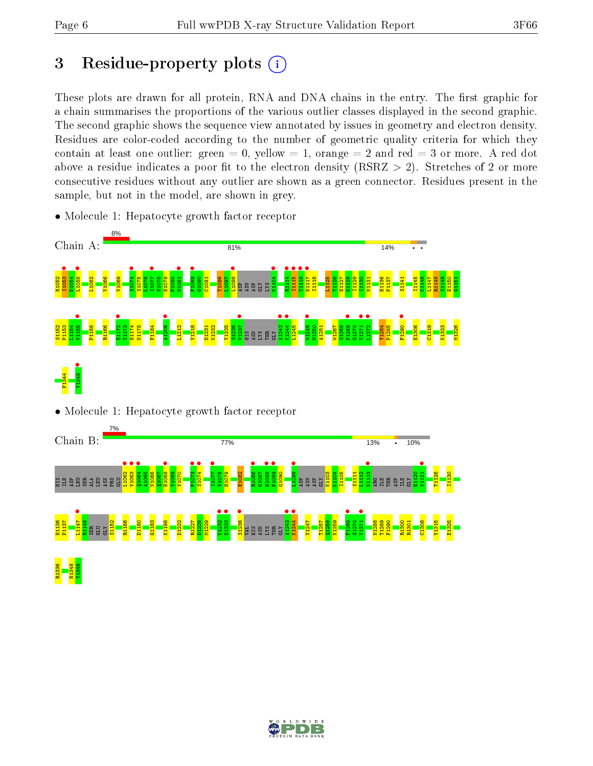# 3 Residue-property plots

These plots are drawn for all protein, RNA and DNA chains in the entry. The first graphic for a chain summarises the proportions of the various outlier classes displayed in the second graphic. The second graphic shows the sequence view annotated by issues in geometry and electron density. Residues are color-coded according to the number of geometric quality criteria for which they contain at least one outlier: green = 0, yellow = 1, orange = 2 and red = 3 or more. A red dot above a residue indicates a poor fit to the electron density (RSRZ > 2). Stretches of 2 or more consecutive residues without any outlier are shown as a green connector. Residues present in the sample, but not in the model, are shown in grey.

- Molecule 1: Hepatocyte growth factor receptor

Chain A: 8% | 81% | 14% | • •

H1052 I1053 D1054 L1055 L1062 V1066 V1069 S1074 S1075 L1076 I1077 V1078 H1079 F1080 N1081 F1089 G1090 C1091 T1096 L1097 L1098 ASP ASN ASP GLY LYS K1104 R1114 I1115 T1116 D1117 I1118 L1125 T1126 E1127 G1128 I1129 I1130 M1131 H1136 P1137 S1141 I1145 C1146 L1147 R1148 S1149 E1150 G1151 S1152 P1153 L1154 V1155 P1158 R1166 E1172 T1173 H1174 N1175 F1184 A1206 L1212 V1218 D1231 K1232 Y1235 S1236 V1237 HIS ASN LYS THR GLY A1243 K1244 L1245 W1249 M1250 A1251 W1267 S1268 F1269 G1270 V1271 L1272 Y1284 P1285 F1290 E1306 C1319 K1323 M1326 F1344 Y1349

- Molecule 1: Hepatocyte growth factor receptor

Chain B: 7% | 77% | 13% | • | 10%

HIS ILE ASP LEU SER ALA LEU ASN PRO GLU L1062 V1063 Q1064 A1065 V1066 Q1067 H1068 V1069 V1070 P1073 S1074 I1077 V1078 H1079 E1082 R1086 G1087 H1088 F1089 G1090 L1098 ASP ASN ASP GLY K1103 K1104 I1105 S1111 L1112 N1113 ARG ILE THR ASP ILE GLY E1120 V1121 T1126 I1130 H1136 P1137 L1147 R1148 SER GLU GLY S1152 R1166 D1180 G1183 K1198 D1222 R1227 D1228 M1229 K1232 E1233 S1236 VAL HIS ASN LYS THR GLY A1243 K1244 V1247 T1257 Q1258 K1259 F1269 G1270 V1271 N1288 T1289 F1290 R1300 R1301 C1308 V1315 E1325 R1336 H1348 Y1349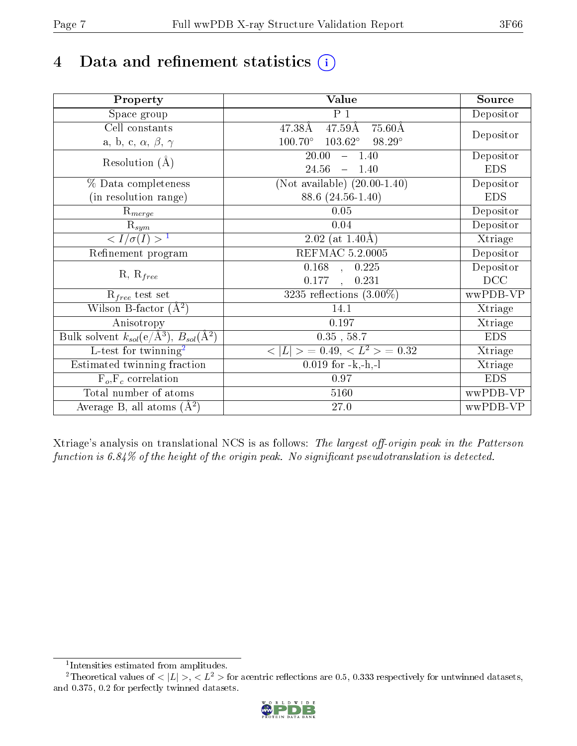# 4 Data and refinement statistics

| Property | Value | Source |
|---|---|---|
| Space group | P 1 | Depositor |
| Cell constants<br>a, b, c, $\alpha$, $\beta$, $\gamma$ | 47.38Å 47.59Å 75.60Å<br>100.70° 103.62° 98.29° | Depositor |
| Resolution (Å) | 20.00 – 1.40<br>24.56 – 1.40 | Depositor<br>EDS |
| % Data completeness<br>(in resolution range) | (Not available) (20.00-1.40)<br>88.6 (24.56-1.40) | Depositor<br>EDS |
| $R_{merge}$ | 0.05 | Depositor |
| $R_{sym}$ | 0.04 | Depositor |
| $< I/\sigma(I) >$ [1] | 2.02 (at 1.40Å) | Xtriage |
| Refinement program | REFMAC 5.2.0005 | Depositor |
| R, $R_{free}$ | 0.168 , 0.225<br>0.177 , 0.231 | Depositor<br>DCC |
| $R_{free}$ test set | 3235 reflections (3.00%) | wwPDB-VP |
| Wilson B-factor (Å$^2$) | 14.1 | Xtriage |
| Anisotropy | 0.197 | Xtriage |
| Bulk solvent $k_{sol}$(e/Å$^3$), $B_{sol}$(Å$^2$) | 0.35 , 58.7 | EDS |
| L-test for twinning[2] | $< \lvert L \rvert > = 0.49$, $< L^2 > = 0.32$ | Xtriage |
| Estimated twinning fraction | 0.019 for -k,-h,-l | Xtriage |
| $F_o$,$F_c$ correlation | 0.97 | EDS |
| Total number of atoms | 5160 | wwPDB-VP |
| Average B, all atoms (Å$^2$) | 27.0 | wwPDB-VP |

Xtriage's analysis on translational NCS is as follows: *The largest off-origin peak in the Patterson function is 6.84% of the height of the origin peak. No significant pseudotranslation is detected.*

[1] Intensities estimated from amplitudes.

[2] Theoretical values of $< \lvert L \rvert >$, $< L^2 >$ for acentric reflections are 0.5, 0.333 respectively for untwinned datasets, and 0.375, 0.2 for perfectly twinned datasets.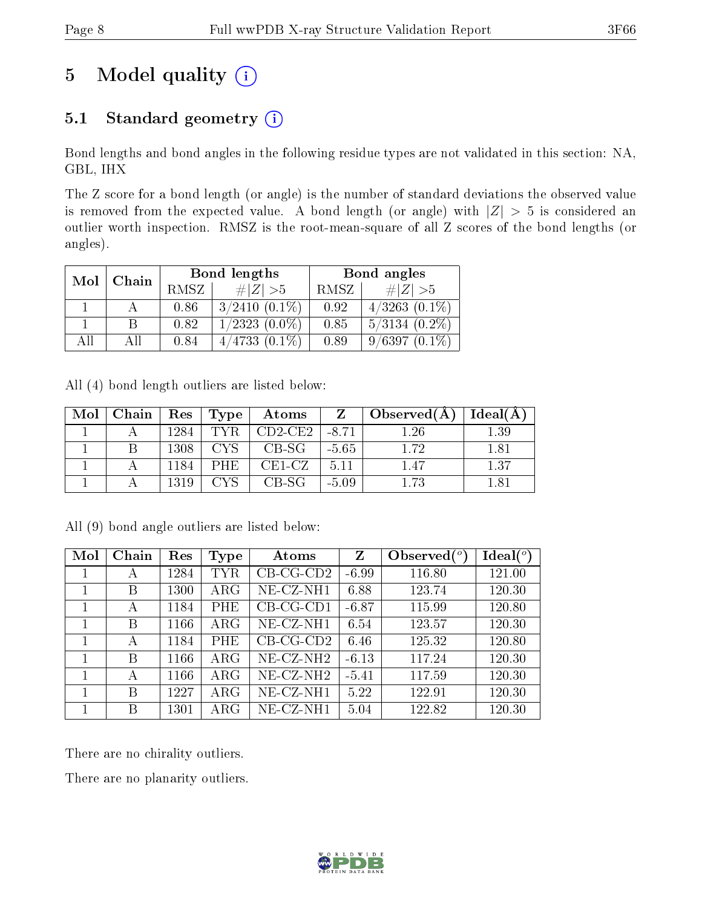# 5 Model quality

## 5.1 Standard geometry

Bond lengths and bond angles in the following residue types are not validated in this section: NA, GBL, IHX

The Z score for a bond length (or angle) is the number of standard deviations the observed value is removed from the expected value. A bond length (or angle) with $|Z| > 5$ is considered an outlier worth inspection. RMSZ is the root-mean-square of all Z scores of the bond lengths (or angles).

| Mol | Chain | Bond lengths | | Bond angles | |
|---|---|---|---|---|---|
| | | RMSZ | #$\|Z\|$ >5 | RMSZ | #$\|Z\|$ >5 |
| 1 | A | 0.86 | 3/2410 (0.1%) | 0.92 | 4/3263 (0.1%) |
| 1 | B | 0.82 | 1/2323 (0.0%) | 0.85 | 5/3134 (0.2%) |
| All | All | 0.84 | 4/4733 (0.1%) | 0.89 | 9/6397 (0.1%) |

All (4) bond length outliers are listed below:

| Mol | Chain | Res | Type | Atoms | Z | Observed(Å) | Ideal(Å) |
|---|---|---|---|---|---|---|---|
| 1 | A | 1284 | TYR | CD2-CE2 | -8.71 | 1.26 | 1.39 |
| 1 | B | 1308 | CYS | CB-SG | -5.65 | 1.72 | 1.81 |
| 1 | A | 1184 | PHE | CE1-CZ | 5.11 | 1.47 | 1.37 |
| 1 | A | 1319 | CYS | CB-SG | -5.09 | 1.73 | 1.81 |

All (9) bond angle outliers are listed below:

| Mol | Chain | Res | Type | Atoms | Z | Observed($^o$) | Ideal($^o$) |
|---|---|---|---|---|---|---|---|
| 1 | A | 1284 | TYR | CB-CG-CD2 | -6.99 | 116.80 | 121.00 |
| 1 | B | 1300 | ARG | NE-CZ-NH1 | 6.88 | 123.74 | 120.30 |
| 1 | A | 1184 | PHE | CB-CG-CD1 | -6.87 | 115.99 | 120.80 |
| 1 | B | 1166 | ARG | NE-CZ-NH1 | 6.54 | 123.57 | 120.30 |
| 1 | A | 1184 | PHE | CB-CG-CD2 | 6.46 | 125.32 | 120.80 |
| 1 | B | 1166 | ARG | NE-CZ-NH2 | -6.13 | 117.24 | 120.30 |
| 1 | A | 1166 | ARG | NE-CZ-NH2 | -5.41 | 117.59 | 120.30 |
| 1 | B | 1227 | ARG | NE-CZ-NH1 | 5.22 | 122.91 | 120.30 |
| 1 | B | 1301 | ARG | NE-CZ-NH1 | 5.04 | 122.82 | 120.30 |

There are no chirality outliers.

There are no planarity outliers.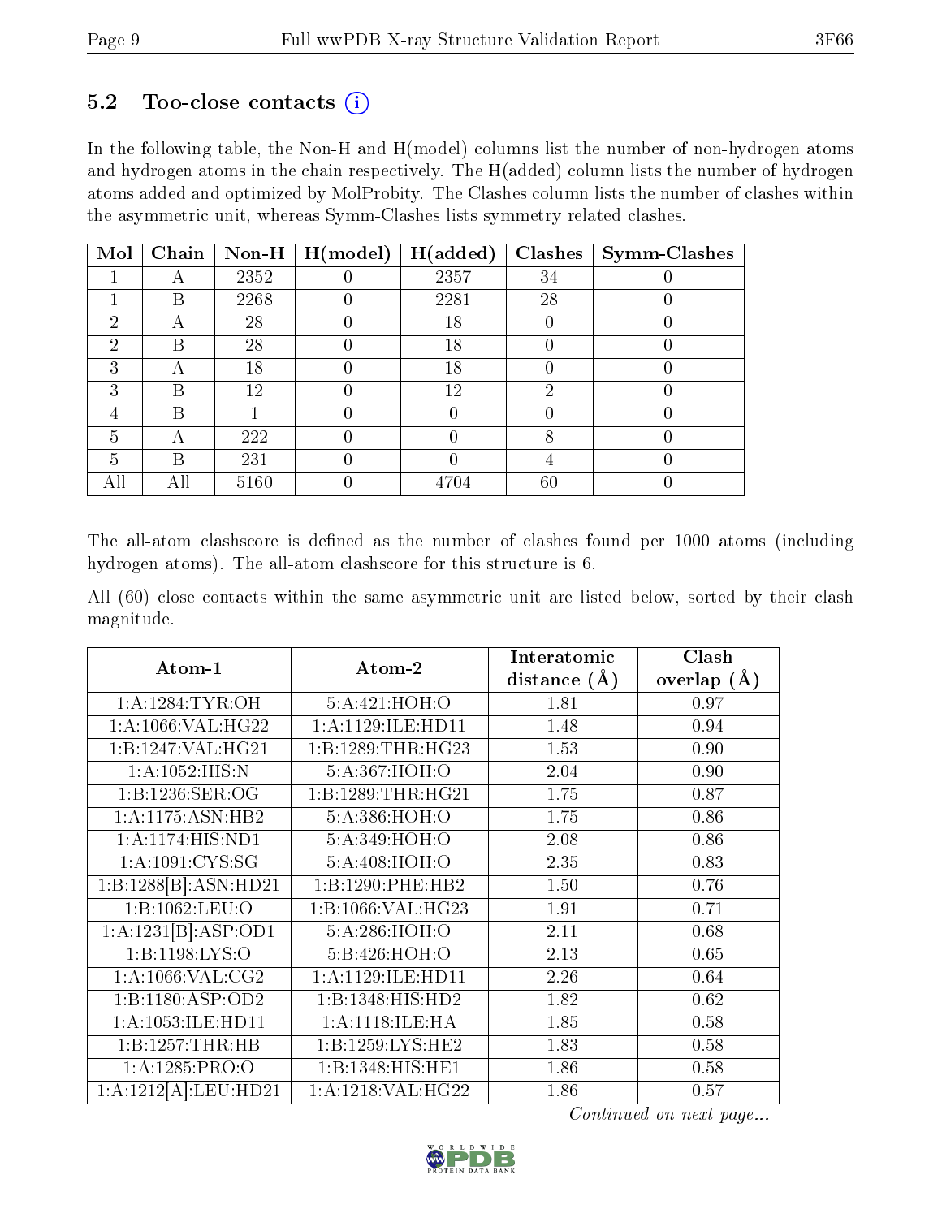### 5.2 Too-close contacts (i)

In the following table, the Non-H and H(model) columns list the number of non-hydrogen atoms and hydrogen atoms in the chain respectively. The H(added) column lists the number of hydrogen atoms added and optimized by MolProbity. The Clashes column lists the number of clashes within the asymmetric unit, whereas Symm-Clashes lists symmetry related clashes.

| Mol | Chain | Non-H | H(model) | H(added) | Clashes | Symm-Clashes |
|---|---|---|---|---|---|---|
| 1 | A | 2352 | 0 | 2357 | 34 | 0 |
| 1 | B | 2268 | 0 | 2281 | 28 | 0 |
| 2 | A | 28 | 0 | 18 | 0 | 0 |
| 2 | B | 28 | 0 | 18 | 0 | 0 |
| 3 | A | 18 | 0 | 18 | 0 | 0 |
| 3 | B | 12 | 0 | 12 | 2 | 0 |
| 4 | B | 1 | 0 | 0 | 0 | 0 |
| 5 | A | 222 | 0 | 0 | 8 | 0 |
| 5 | B | 231 | 0 | 0 | 4 | 0 |
| All | All | 5160 | 0 | 4704 | 60 | 0 |

The all-atom clashscore is defined as the number of clashes found per 1000 atoms (including hydrogen atoms). The all-atom clashscore for this structure is 6.

All (60) close contacts within the same asymmetric unit are listed below, sorted by their clash magnitude.

| Atom-1 | Atom-2 | Interatomic distance (Å) | Clash overlap (Å) |
|---|---|---|---|
| 1:A:1284:TYR:OH | 5:A:421:HOH:O | 1.81 | 0.97 |
| 1:A:1066:VAL:HG22 | 1:A:1129:ILE:HD11 | 1.48 | 0.94 |
| 1:B:1247:VAL:HG21 | 1:B:1289:THR:HG23 | 1.53 | 0.90 |
| 1:A:1052:HIS:N | 5:A:367:HOH:O | 2.04 | 0.90 |
| 1:B:1236:SER:OG | 1:B:1289:THR:HG21 | 1.75 | 0.87 |
| 1:A:1175:ASN:HB2 | 5:A:386:HOH:O | 1.75 | 0.86 |
| 1:A:1174:HIS:ND1 | 5:A:349:HOH:O | 2.08 | 0.86 |
| 1:A:1091:CYS:SG | 5:A:408:HOH:O | 2.35 | 0.83 |
| 1:B:1288[B]:ASN:HD21 | 1:B:1290:PHE:HB2 | 1.50 | 0.76 |
| 1:B:1062:LEU:O | 1:B:1066:VAL:HG23 | 1.91 | 0.71 |
| 1:A:1231[B]:ASP:OD1 | 5:A:286:HOH:O | 2.11 | 0.68 |
| 1:B:1198:LYS:O | 5:B:426:HOH:O | 2.13 | 0.65 |
| 1:A:1066:VAL:CG2 | 1:A:1129:ILE:HD11 | 2.26 | 0.64 |
| 1:B:1180:ASP:OD2 | 1:B:1348:HIS:HD2 | 1.82 | 0.62 |
| 1:A:1053:ILE:HD11 | 1:A:1118:ILE:HA | 1.85 | 0.58 |
| 1:B:1257:THR:HB | 1:B:1259:LYS:HE2 | 1.83 | 0.58 |
| 1:A:1285:PRO:O | 1:B:1348:HIS:HE1 | 1.86 | 0.58 |
| 1:A:1212[A]:LEU:HD21 | 1:A:1218:VAL:HG22 | 1.86 | 0.57 |

*Continued on next page...*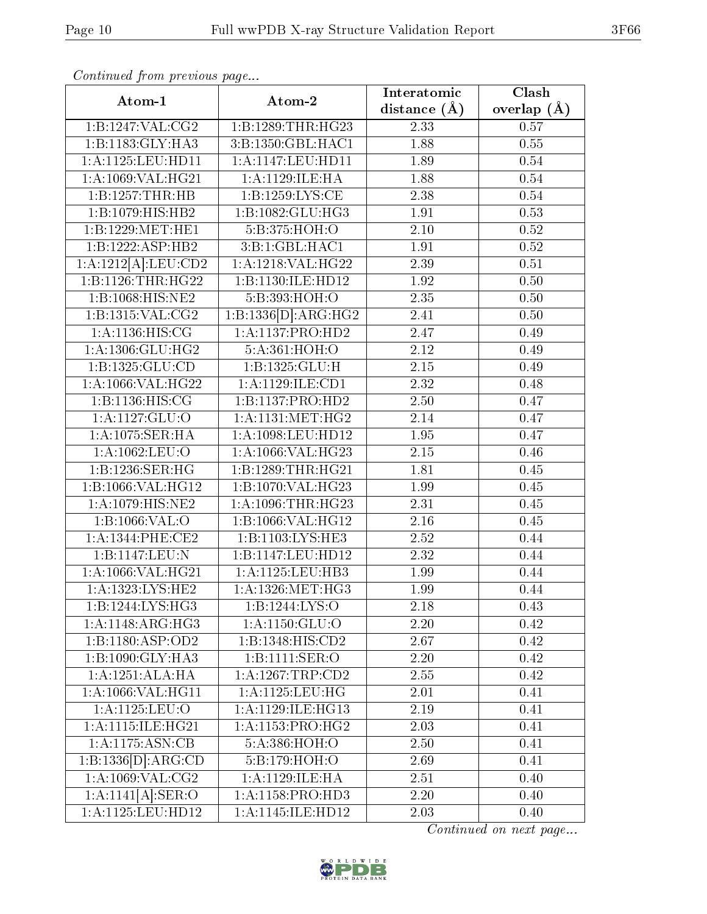*Continued from previous page...*

| Atom-1 | Atom-2 | Interatomic distance (Å) | Clash overlap (Å) |
|---|---|---|---|
| 1:B:1247:VAL:CG2 | 1:B:1289:THR:HG23 | 2.33 | 0.57 |
| 1:B:1183:GLY:HA3 | 3:B:1350:GBL:HAC1 | 1.88 | 0.55 |
| 1:A:1125:LEU:HD11 | 1:A:1147:LEU:HD11 | 1.89 | 0.54 |
| 1:A:1069:VAL:HG21 | 1:A:1129:ILE:HA | 1.88 | 0.54 |
| 1:B:1257:THR:HB | 1:B:1259:LYS:CE | 2.38 | 0.54 |
| 1:B:1079:HIS:HB2 | 1:B:1082:GLU:HG3 | 1.91 | 0.53 |
| 1:B:1229:MET:HE1 | 5:B:375:HOH:O | 2.10 | 0.52 |
| 1:B:1222:ASP:HB2 | 3:B:1:GBL:HAC1 | 1.91 | 0.52 |
| 1:A:1212[A]:LEU:CD2 | 1:A:1218:VAL:HG22 | 2.39 | 0.51 |
| 1:B:1126:THR:HG22 | 1:B:1130:ILE:HD12 | 1.92 | 0.50 |
| 1:B:1068:HIS:NE2 | 5:B:393:HOH:O | 2.35 | 0.50 |
| 1:B:1315:VAL:CG2 | 1:B:1336[D]:ARG:HG2 | 2.41 | 0.50 |
| 1:A:1136:HIS:CG | 1:A:1137:PRO:HD2 | 2.47 | 0.49 |
| 1:A:1306:GLU:HG2 | 5:A:361:HOH:O | 2.12 | 0.49 |
| 1:B:1325:GLU:CD | 1:B:1325:GLU:H | 2.15 | 0.49 |
| 1:A:1066:VAL:HG22 | 1:A:1129:ILE:CD1 | 2.32 | 0.48 |
| 1:B:1136:HIS:CG | 1:B:1137:PRO:HD2 | 2.50 | 0.47 |
| 1:A:1127:GLU:O | 1:A:1131:MET:HG2 | 2.14 | 0.47 |
| 1:A:1075:SER:HA | 1:A:1098:LEU:HD12 | 1.95 | 0.47 |
| 1:A:1062:LEU:O | 1:A:1066:VAL:HG23 | 2.15 | 0.46 |
| 1:B:1236:SER:HG | 1:B:1289:THR:HG21 | 1.81 | 0.45 |
| 1:B:1066:VAL:HG12 | 1:B:1070:VAL:HG23 | 1.99 | 0.45 |
| 1:A:1079:HIS:NE2 | 1:A:1096:THR:HG23 | 2.31 | 0.45 |
| 1:B:1066:VAL:O | 1:B:1066:VAL:HG12 | 2.16 | 0.45 |
| 1:A:1344:PHE:CE2 | 1:B:1103:LYS:HE3 | 2.52 | 0.44 |
| 1:B:1147:LEU:N | 1:B:1147:LEU:HD12 | 2.32 | 0.44 |
| 1:A:1066:VAL:HG21 | 1:A:1125:LEU:HB3 | 1.99 | 0.44 |
| 1:A:1323:LYS:HE2 | 1:A:1326:MET:HG3 | 1.99 | 0.44 |
| 1:B:1244:LYS:HG3 | 1:B:1244:LYS:O | 2.18 | 0.43 |
| 1:A:1148:ARG:HG3 | 1:A:1150:GLU:O | 2.20 | 0.42 |
| 1:B:1180:ASP:OD2 | 1:B:1348:HIS:CD2 | 2.67 | 0.42 |
| 1:B:1090:GLY:HA3 | 1:B:1111:SER:O | 2.20 | 0.42 |
| 1:A:1251:ALA:HA | 1:A:1267:TRP:CD2 | 2.55 | 0.42 |
| 1:A:1066:VAL:HG11 | 1:A:1125:LEU:HG | 2.01 | 0.41 |
| 1:A:1125:LEU:O | 1:A:1129:ILE:HG13 | 2.19 | 0.41 |
| 1:A:1115:ILE:HG21 | 1:A:1153:PRO:HG2 | 2.03 | 0.41 |
| 1:A:1175:ASN:CB | 5:A:386:HOH:O | 2.50 | 0.41 |
| 1:B:1336[D]:ARG:CD | 5:B:179:HOH:O | 2.69 | 0.41 |
| 1:A:1069:VAL:CG2 | 1:A:1129:ILE:HA | 2.51 | 0.40 |
| 1:A:1141[A]:SER:O | 1:A:1158:PRO:HD3 | 2.20 | 0.40 |
| 1:A:1125:LEU:HD12 | 1:A:1145:ILE:HD12 | 2.03 | 0.40 |

*Continued on next page...*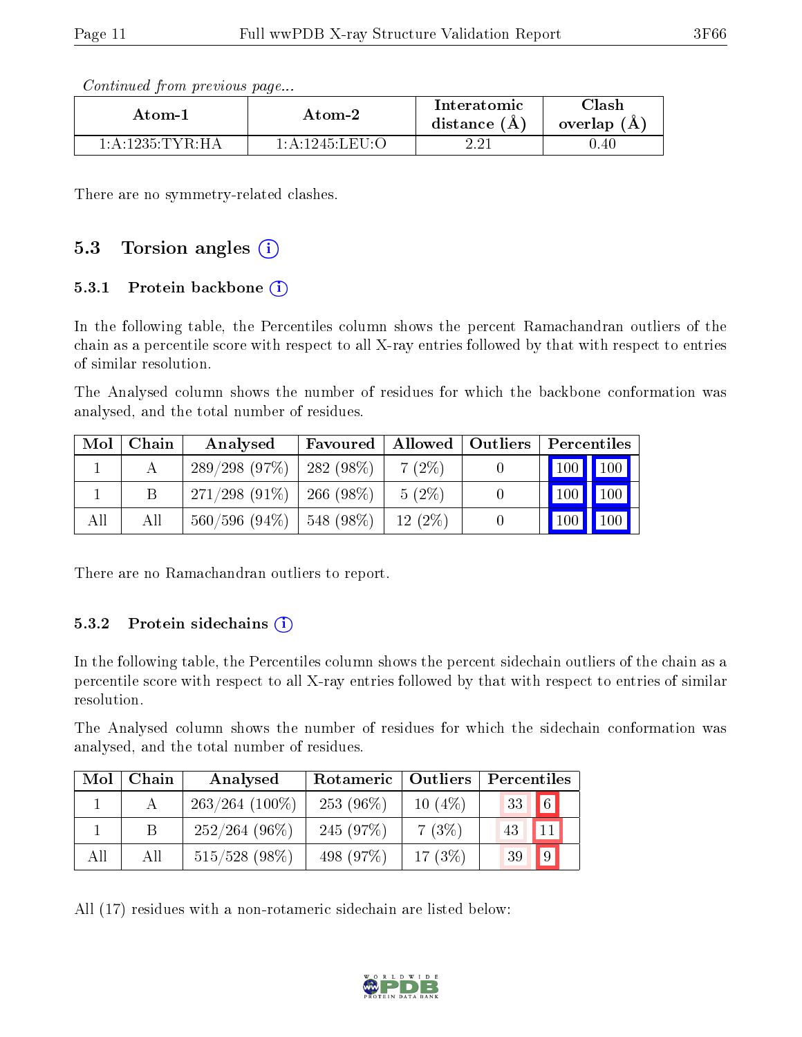*Continued from previous page...*

| Atom-1 | Atom-2 | Interatomic distance (Å) | Clash overlap (Å) |
|---|---|---|---|
| 1:A:1235:TYR:HA | 1:A:1245:LEU:O | 2.21 | 0.40 |

There are no symmetry-related clashes.

## 5.3 Torsion angles

### 5.3.1 Protein backbone

In the following table, the Percentiles column shows the percent Ramachandran outliers of the chain as a percentile score with respect to all X-ray entries followed by that with respect to entries of similar resolution.

The Analysed column shows the number of residues for which the backbone conformation was analysed, and the total number of residues.

| Mol | Chain | Analysed | Favoured | Allowed | Outliers | Percentiles | |
|---|---|---|---|---|---|---|---|
| 1 | A | 289/298 (97%) | 282 (98%) | 7 (2%) | 0 | 100 | 100 |
| 1 | B | 271/298 (91%) | 266 (98%) | 5 (2%) | 0 | 100 | 100 |
| All | All | 560/596 (94%) | 548 (98%) | 12 (2%) | 0 | 100 | 100 |

There are no Ramachandran outliers to report.

### 5.3.2 Protein sidechains

In the following table, the Percentiles column shows the percent sidechain outliers of the chain as a percentile score with respect to all X-ray entries followed by that with respect to entries of similar resolution.

The Analysed column shows the number of residues for which the sidechain conformation was analysed, and the total number of residues.

| Mol | Chain | Analysed | Rotameric | Outliers | Percentiles | |
|---|---|---|---|---|---|---|
| 1 | A | 263/264 (100%) | 253 (96%) | 10 (4%) | 33 | 6 |
| 1 | B | 252/264 (96%) | 245 (97%) | 7 (3%) | 43 | 11 |
| All | All | 515/528 (98%) | 498 (97%) | 17 (3%) | 39 | 9 |

All (17) residues with a non-rotameric sidechain are listed below: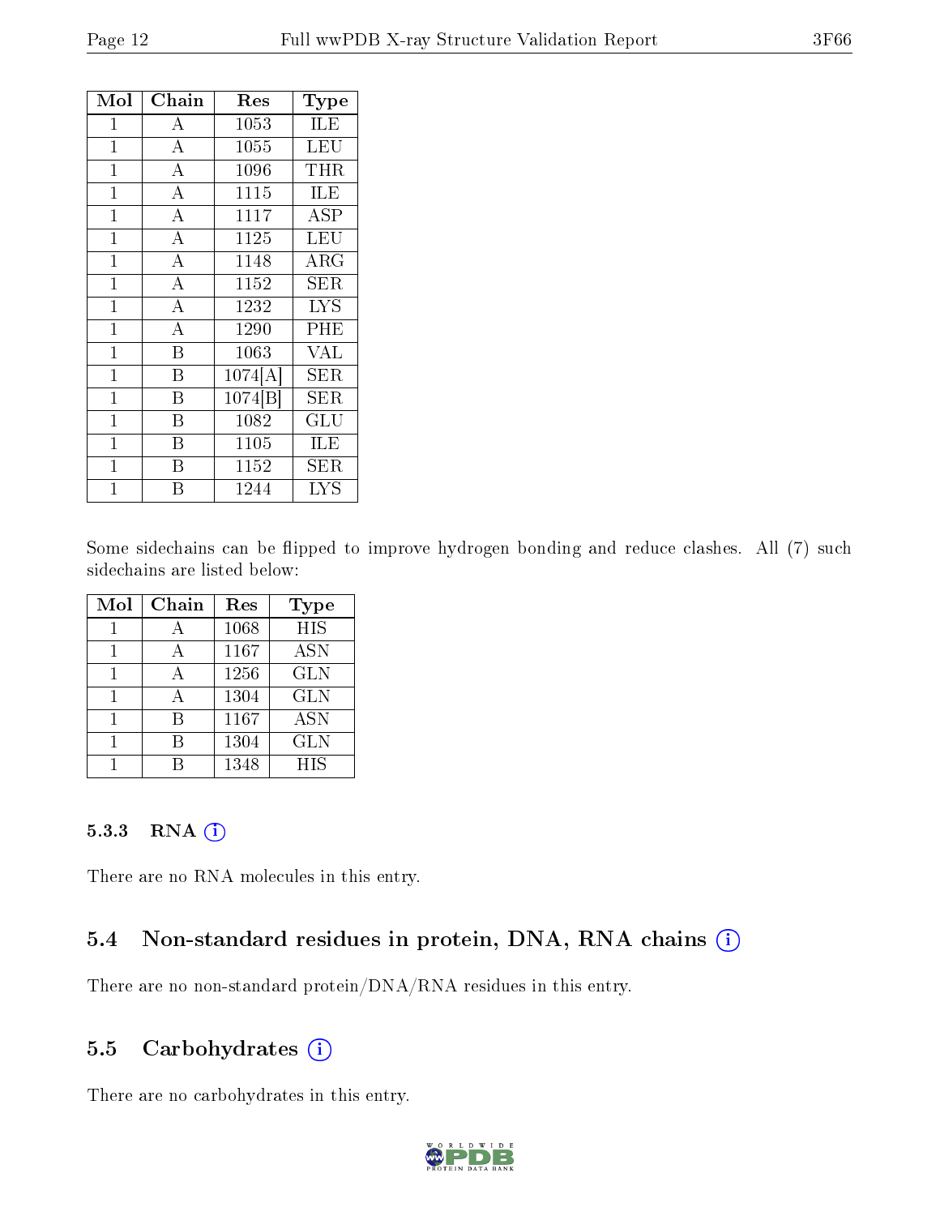| Mol | Chain | Res | Type |
|---|---|---|---|
| 1 | A | 1053 | ILE |
| 1 | A | 1055 | LEU |
| 1 | A | 1096 | THR |
| 1 | A | 1115 | ILE |
| 1 | A | 1117 | ASP |
| 1 | A | 1125 | LEU |
| 1 | A | 1148 | ARG |
| 1 | A | 1152 | SER |
| 1 | A | 1232 | LYS |
| 1 | A | 1290 | PHE |
| 1 | B | 1063 | VAL |
| 1 | B | 1074[A] | SER |
| 1 | B | 1074[B] | SER |
| 1 | B | 1082 | GLU |
| 1 | B | 1105 | ILE |
| 1 | B | 1152 | SER |
| 1 | B | 1244 | LYS |

Some sidechains can be flipped to improve hydrogen bonding and reduce clashes. All (7) such sidechains are listed below:

| Mol | Chain | Res | Type |
|---|---|---|---|
| 1 | A | 1068 | HIS |
| 1 | A | 1167 | ASN |
| 1 | A | 1256 | GLN |
| 1 | A | 1304 | GLN |
| 1 | B | 1167 | ASN |
| 1 | B | 1304 | GLN |
| 1 | B | 1348 | HIS |

### 5.3.3 RNA

There are no RNA molecules in this entry.

## 5.4 Non-standard residues in protein, DNA, RNA chains

There are no non-standard protein/DNA/RNA residues in this entry.

## 5.5 Carbohydrates

There are no carbohydrates in this entry.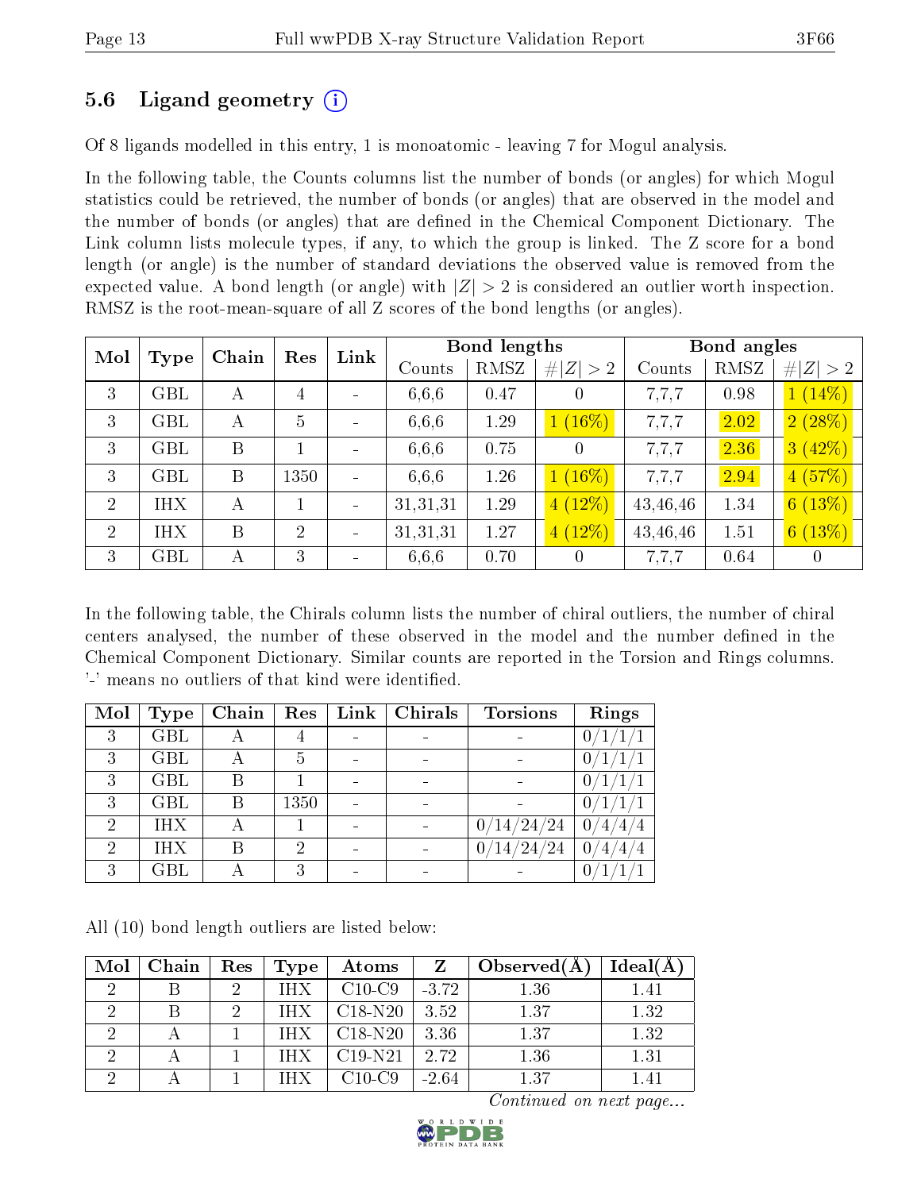## 5.6 Ligand geometry (i)

Of 8 ligands modelled in this entry, 1 is monoatomic - leaving 7 for Mogul analysis.

In the following table, the Counts columns list the number of bonds (or angles) for which Mogul statistics could be retrieved, the number of bonds (or angles) that are observed in the model and the number of bonds (or angles) that are defined in the Chemical Component Dictionary. The Link column lists molecule types, if any, to which the group is linked. The Z score for a bond length (or angle) is the number of standard deviations the observed value is removed from the expected value. A bond length (or angle) with $|Z| > 2$ is considered an outlier worth inspection. RMSZ is the root-mean-square of all Z scores of the bond lengths (or angles).

| Mol | Type | Chain | Res | Link | Bond lengths | | | Bond angles | | |
|---|---|---|---|---|---|---|---|---|---|---|
| | | | | | Counts | RMSZ | #\|Z\| > 2 | Counts | RMSZ | #\|Z\| > 2 |
| 3 | GBL | A | 4 | - | 6,6,6 | 0.47 | 0 | 7,7,7 | 0.98 | 1 (14%) |
| 3 | GBL | A | 5 | - | 6,6,6 | 1.29 | 1 (16%) | 7,7,7 | 2.02 | 2 (28%) |
| 3 | GBL | B | 1 | - | 6,6,6 | 0.75 | 0 | 7,7,7 | 2.36 | 3 (42%) |
| 3 | GBL | B | 1350 | - | 6,6,6 | 1.26 | 1 (16%) | 7,7,7 | 2.94 | 4 (57%) |
| 2 | IHX | A | 1 | - | 31,31,31 | 1.29 | 4 (12%) | 43,46,46 | 1.34 | 6 (13%) |
| 2 | IHX | B | 2 | - | 31,31,31 | 1.27 | 4 (12%) | 43,46,46 | 1.51 | 6 (13%) |
| 3 | GBL | A | 3 | - | 6,6,6 | 0.70 | 0 | 7,7,7 | 0.64 | 0 |

In the following table, the Chirals column lists the number of chiral outliers, the number of chiral centers analysed, the number of these observed in the model and the number defined in the Chemical Component Dictionary. Similar counts are reported in the Torsion and Rings columns. '-' means no outliers of that kind were identified.

| Mol | Type | Chain | Res | Link | Chirals | Torsions | Rings |
|---|---|---|---|---|---|---|---|
| 3 | GBL | A | 4 | - | - | - | 0/1/1/1 |
| 3 | GBL | A | 5 | - | - | - | 0/1/1/1 |
| 3 | GBL | B | 1 | - | - | - | 0/1/1/1 |
| 3 | GBL | B | 1350 | - | - | - | 0/1/1/1 |
| 2 | IHX | A | 1 | - | - | 0/14/24/24 | 0/4/4/4 |
| 2 | IHX | B | 2 | - | - | 0/14/24/24 | 0/4/4/4 |
| 3 | GBL | A | 3 | - | - | - | 0/1/1/1 |

All (10) bond length outliers are listed below:

| Mol | Chain | Res | Type | Atoms | Z | Observed(Å) | Ideal(Å) |
|---|---|---|---|---|---|---|---|
| 2 | B | 2 | IHX | C10-C9 | -3.72 | 1.36 | 1.41 |
| 2 | B | 2 | IHX | C18-N20 | 3.52 | 1.37 | 1.32 |
| 2 | A | 1 | IHX | C18-N20 | 3.36 | 1.37 | 1.32 |
| 2 | A | 1 | IHX | C19-N21 | 2.72 | 1.36 | 1.31 |
| 2 | A | 1 | IHX | C10-C9 | -2.64 | 1.37 | 1.41 |

*Continued on next page...*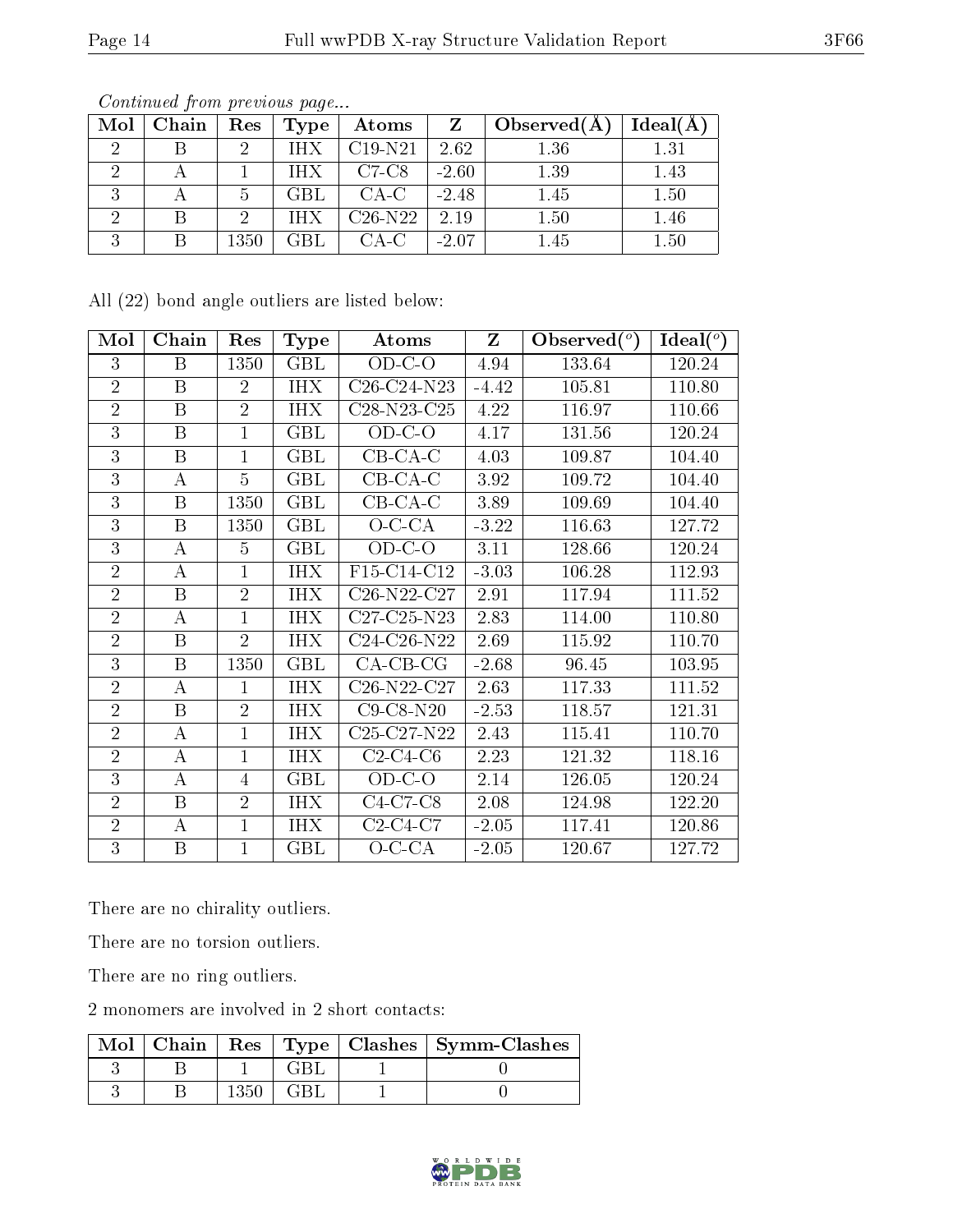*Continued from previous page...*

| Mol | Chain | Res | Type | Atoms | Z | Observed(Å) | Ideal(Å) |
|---|---|---|---|---|---|---|---|
| 2 | B | 2 | IHX | C19-N21 | 2.62 | 1.36 | 1.31 |
| 2 | A | 1 | IHX | C7-C8 | -2.60 | 1.39 | 1.43 |
| 3 | A | 5 | GBL | CA-C | -2.48 | 1.45 | 1.50 |
| 2 | B | 2 | IHX | C26-N22 | 2.19 | 1.50 | 1.46 |
| 3 | B | 1350 | GBL | CA-C | -2.07 | 1.45 | 1.50 |

All (22) bond angle outliers are listed below:

| Mol | Chain | Res | Type | Atoms | Z | Observed(°) | Ideal(°) |
|---|---|---|---|---|---|---|---|
| 3 | B | 1350 | GBL | OD-C-O | 4.94 | 133.64 | 120.24 |
| 2 | B | 2 | IHX | C26-C24-N23 | -4.42 | 105.81 | 110.80 |
| 2 | B | 2 | IHX | C28-N23-C25 | 4.22 | 116.97 | 110.66 |
| 3 | B | 1 | GBL | OD-C-O | 4.17 | 131.56 | 120.24 |
| 3 | B | 1 | GBL | CB-CA-C | 4.03 | 109.87 | 104.40 |
| 3 | A | 5 | GBL | CB-CA-C | 3.92 | 109.72 | 104.40 |
| 3 | B | 1350 | GBL | CB-CA-C | 3.89 | 109.69 | 104.40 |
| 3 | B | 1350 | GBL | O-C-CA | -3.22 | 116.63 | 127.72 |
| 3 | A | 5 | GBL | OD-C-O | 3.11 | 128.66 | 120.24 |
| 2 | A | 1 | IHX | F15-C14-C12 | -3.03 | 106.28 | 112.93 |
| 2 | B | 2 | IHX | C26-N22-C27 | 2.91 | 117.94 | 111.52 |
| 2 | A | 1 | IHX | C27-C25-N23 | 2.83 | 114.00 | 110.80 |
| 2 | B | 2 | IHX | C24-C26-N22 | 2.69 | 115.92 | 110.70 |
| 3 | B | 1350 | GBL | CA-CB-CG | -2.68 | 96.45 | 103.95 |
| 2 | A | 1 | IHX | C26-N22-C27 | 2.63 | 117.33 | 111.52 |
| 2 | B | 2 | IHX | C9-C8-N20 | -2.53 | 118.57 | 121.31 |
| 2 | A | 1 | IHX | C25-C27-N22 | 2.43 | 115.41 | 110.70 |
| 2 | A | 1 | IHX | C2-C4-C6 | 2.23 | 121.32 | 118.16 |
| 3 | A | 4 | GBL | OD-C-O | 2.14 | 126.05 | 120.24 |
| 2 | B | 2 | IHX | C4-C7-C8 | 2.08 | 124.98 | 122.20 |
| 2 | A | 1 | IHX | C2-C4-C7 | -2.05 | 117.41 | 120.86 |
| 3 | B | 1 | GBL | O-C-CA | -2.05 | 120.67 | 127.72 |

There are no chirality outliers.

There are no torsion outliers.

There are no ring outliers.

2 monomers are involved in 2 short contacts:

| Mol | Chain | Res | Type | Clashes | Symm-Clashes |
|---|---|---|---|---|---|
| 3 | B | 1 | GBL | 1 | 0 |
| 3 | B | 1350 | GBL | 1 | 0 |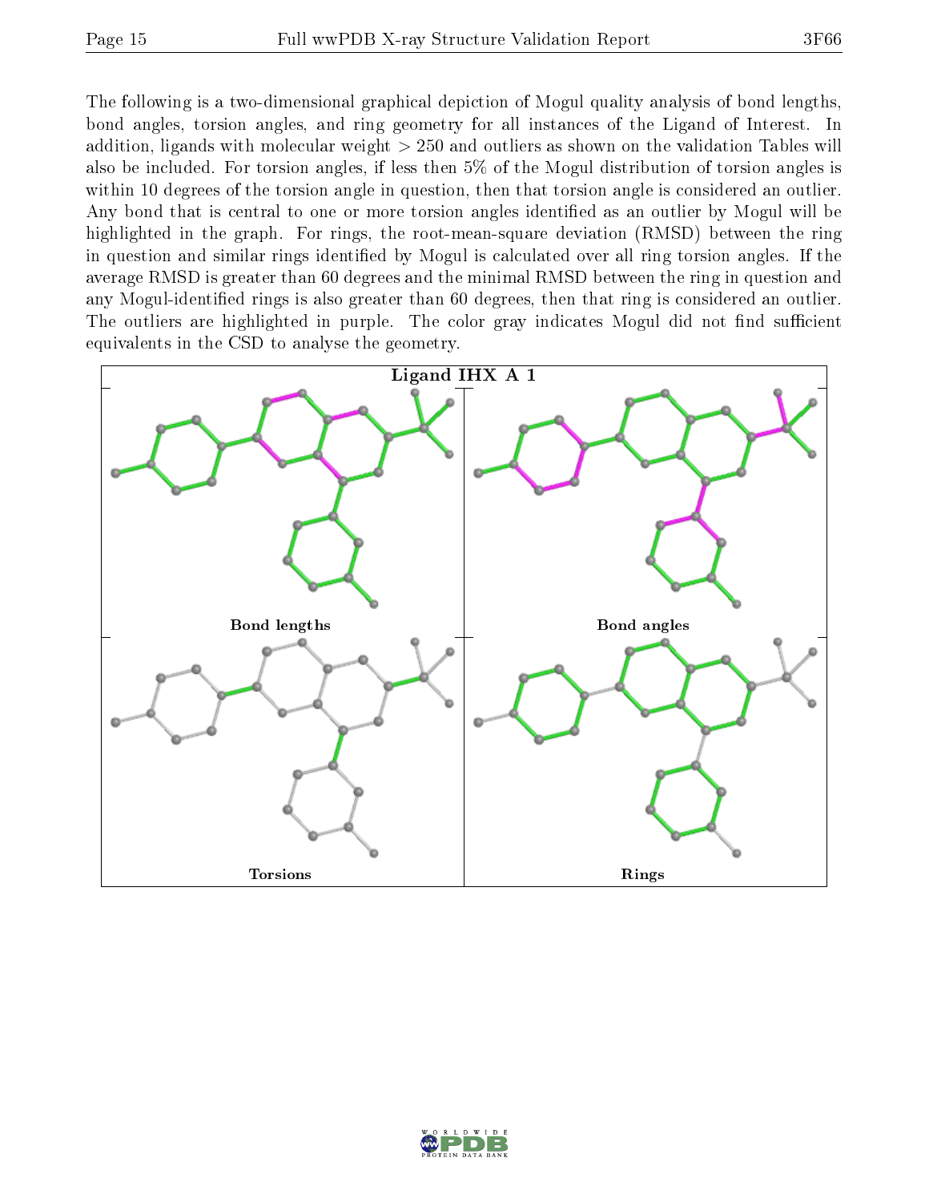The following is a two-dimensional graphical depiction of Mogul quality analysis of bond lengths, bond angles, torsion angles, and ring geometry for all instances of the Ligand of Interest. In addition, ligands with molecular weight > 250 and outliers as shown on the validation Tables will also be included. For torsion angles, if less then 5% of the Mogul distribution of torsion angles is within 10 degrees of the torsion angle in question, then that torsion angle is considered an outlier. Any bond that is central to one or more torsion angles identified as an outlier by Mogul will be highlighted in the graph. For rings, the root-mean-square deviation (RMSD) between the ring in question and similar rings identified by Mogul is calculated over all ring torsion angles. If the average RMSD is greater than 60 degrees and the minimal RMSD between the ring in question and any Mogul-identified rings is also greater than 60 degrees, then that ring is considered an outlier. The outliers are highlighted in purple. The color gray indicates Mogul did not find sufficient equivalents in the CSD to analyse the geometry.

**Ligand IHX A 1**

Bond lengths

Bond angles

Torsions

Rings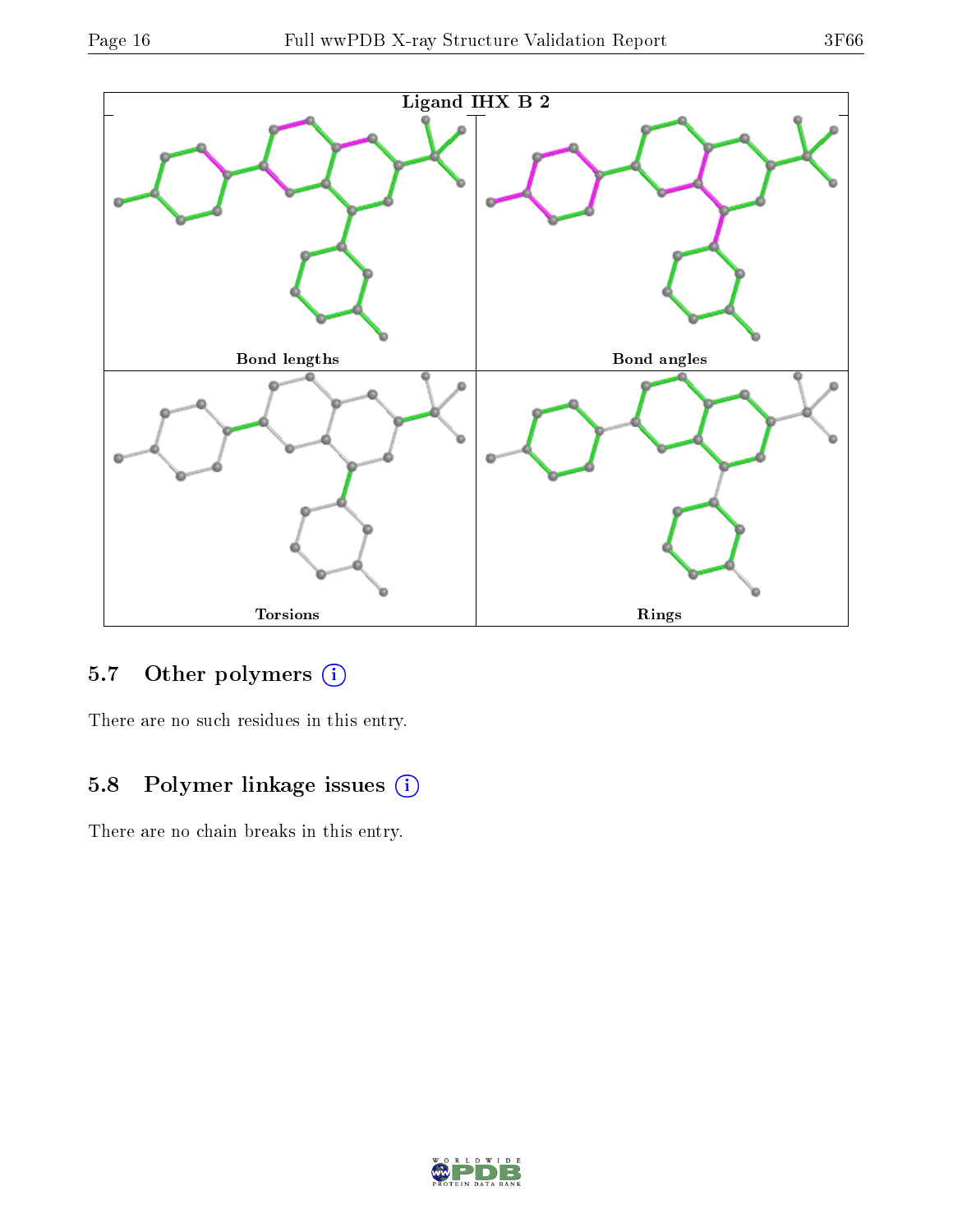Ligand IHX B 2

Bond lengths

Bond angles

Torsions

Rings

### 5.7 Other polymers

There are no such residues in this entry.

### 5.8 Polymer linkage issues

There are no chain breaks in this entry.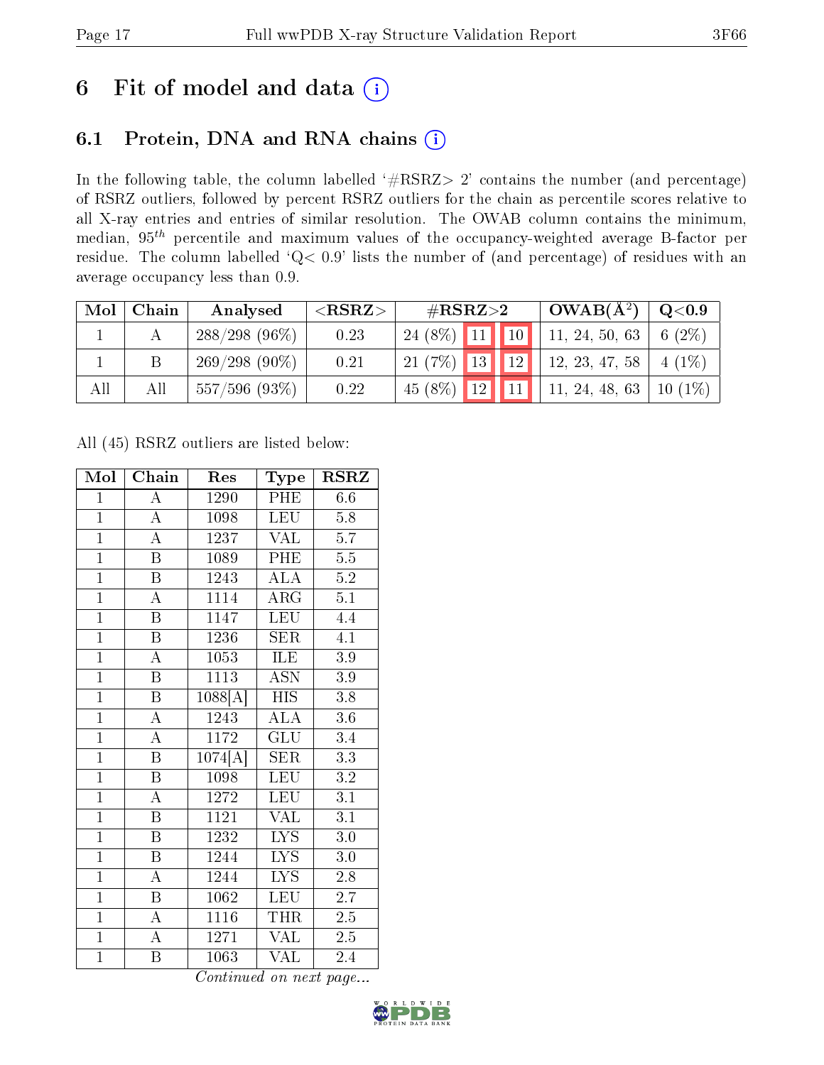# 6 Fit of model and data

## 6.1 Protein, DNA and RNA chains

In the following table, the column labelled '#RSRZ> 2' contains the number (and percentage) of RSRZ outliers, followed by percent RSRZ outliers for the chain as percentile scores relative to all X-ray entries and entries of similar resolution. The OWAB column contains the minimum, median, $95^{th}$ percentile and maximum values of the occupancy-weighted average B-factor per residue. The column labelled 'Q< 0.9' lists the number of (and percentage) of residues with an average occupancy less than 0.9.

| Mol | Chain | Analysed | <RSRZ> | #RSRZ>2 | | | OWAB(Å²) | Q<0.9 |
|---|---|---|---|---|---|---|---|---|
| 1 | A | 288/298 (96%) | 0.23 | 24 (8%) | 11 | 10 | 11, 24, 50, 63 | 6 (2%) |
| 1 | B | 269/298 (90%) | 0.21 | 21 (7%) | 13 | 12 | 12, 23, 47, 58 | 4 (1%) |
| All | All | 557/596 (93%) | 0.22 | 45 (8%) | 12 | 11 | 11, 24, 48, 63 | 10 (1%) |

All (45) RSRZ outliers are listed below:

| Mol | Chain | Res | Type | RSRZ |
|---|---|---|---|---|
| 1 | A | 1290 | PHE | 6.6 |
| 1 | A | 1098 | LEU | 5.8 |
| 1 | A | 1237 | VAL | 5.7 |
| 1 | B | 1089 | PHE | 5.5 |
| 1 | B | 1243 | ALA | 5.2 |
| 1 | A | 1114 | ARG | 5.1 |
| 1 | B | 1147 | LEU | 4.4 |
| 1 | B | 1236 | SER | 4.1 |
| 1 | A | 1053 | ILE | 3.9 |
| 1 | B | 1113 | ASN | 3.9 |
| 1 | B | 1088[A] | HIS | 3.8 |
| 1 | A | 1243 | ALA | 3.6 |
| 1 | A | 1172 | GLU | 3.4 |
| 1 | B | 1074[A] | SER | 3.3 |
| 1 | B | 1098 | LEU | 3.2 |
| 1 | A | 1272 | LEU | 3.1 |
| 1 | B | 1121 | VAL | 3.1 |
| 1 | B | 1232 | LYS | 3.0 |
| 1 | B | 1244 | LYS | 3.0 |
| 1 | A | 1244 | LYS | 2.8 |
| 1 | B | 1062 | LEU | 2.7 |
| 1 | A | 1116 | THR | 2.5 |
| 1 | A | 1271 | VAL | 2.5 |
| 1 | B | 1063 | VAL | 2.4 |

*Continued on next page...*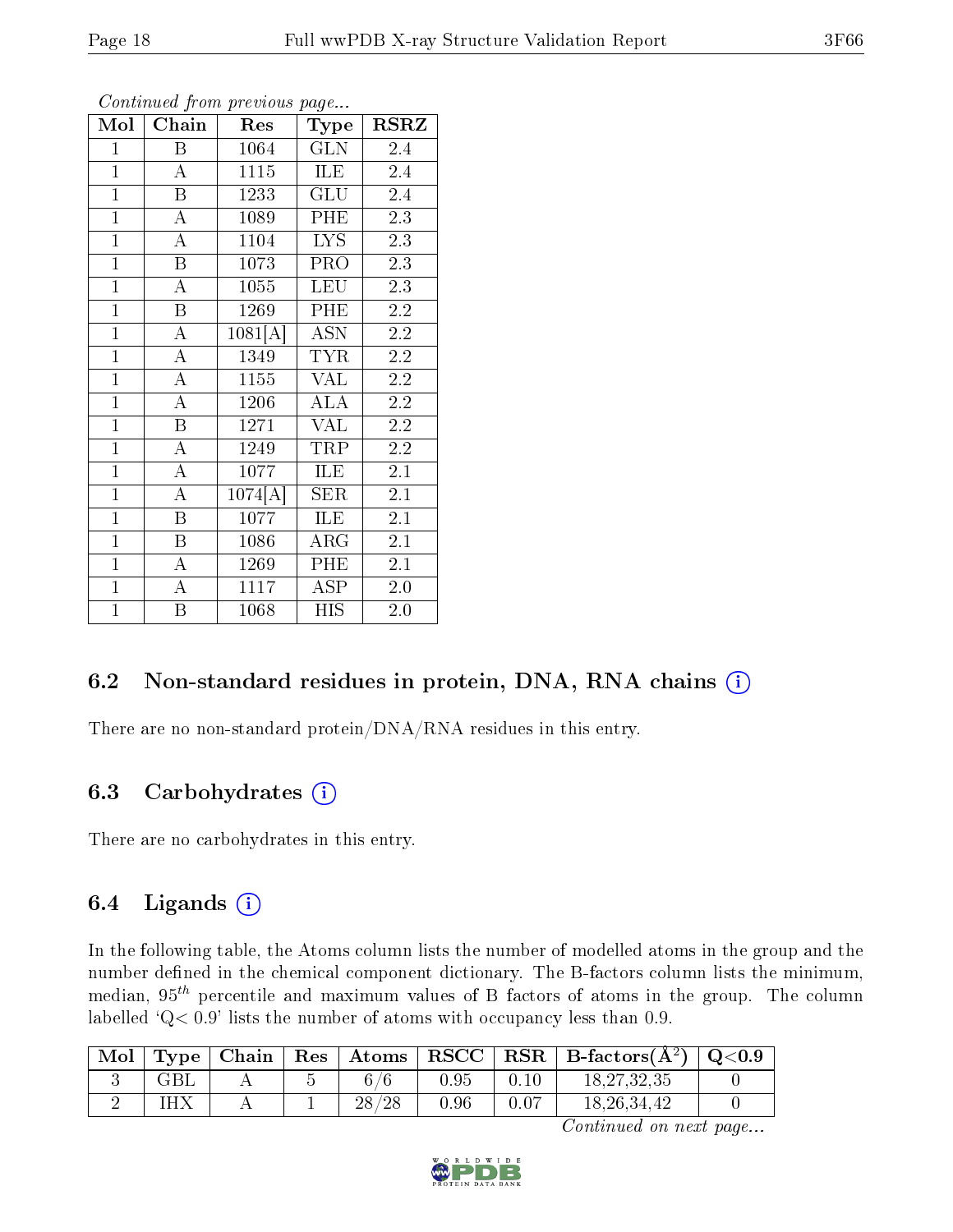*Continued from previous page...*

| Mol | Chain | Res | Type | RSRZ |
|---|---|---|---|---|
| 1 | B | 1064 | GLN | 2.4 |
| 1 | A | 1115 | ILE | 2.4 |
| 1 | B | 1233 | GLU | 2.4 |
| 1 | A | 1089 | PHE | 2.3 |
| 1 | A | 1104 | LYS | 2.3 |
| 1 | B | 1073 | PRO | 2.3 |
| 1 | A | 1055 | LEU | 2.3 |
| 1 | B | 1269 | PHE | 2.2 |
| 1 | A | 1081[A] | ASN | 2.2 |
| 1 | A | 1349 | TYR | 2.2 |
| 1 | A | 1155 | VAL | 2.2 |
| 1 | A | 1206 | ALA | 2.2 |
| 1 | B | 1271 | VAL | 2.2 |
| 1 | A | 1249 | TRP | 2.2 |
| 1 | A | 1077 | ILE | 2.1 |
| 1 | A | 1074[A] | SER | 2.1 |
| 1 | B | 1077 | ILE | 2.1 |
| 1 | B | 1086 | ARG | 2.1 |
| 1 | A | 1269 | PHE | 2.1 |
| 1 | A | 1117 | ASP | 2.0 |
| 1 | B | 1068 | HIS | 2.0 |

### 6.2 Non-standard residues in protein, DNA, RNA chains

There are no non-standard protein/DNA/RNA residues in this entry.

### 6.3 Carbohydrates

There are no carbohydrates in this entry.

### 6.4 Ligands

In the following table, the Atoms column lists the number of modelled atoms in the group and the number defined in the chemical component dictionary. The B-factors column lists the minimum, median, $95^{th}$ percentile and maximum values of B factors of atoms in the group. The column labelled 'Q< 0.9' lists the number of atoms with occupancy less than 0.9.

| Mol | Type | Chain | Res | Atoms | RSCC | RSR | B-factors(Å$^2$) | Q<0.9 |
|---|---|---|---|---|---|---|---|---|
| 3 | GBL | A | 5 | 6/6 | 0.95 | 0.10 | 18,27,32,35 | 0 |
| 2 | IHX | A | 1 | 28/28 | 0.96 | 0.07 | 18,26,34,42 | 0 |

*Continued on next page...*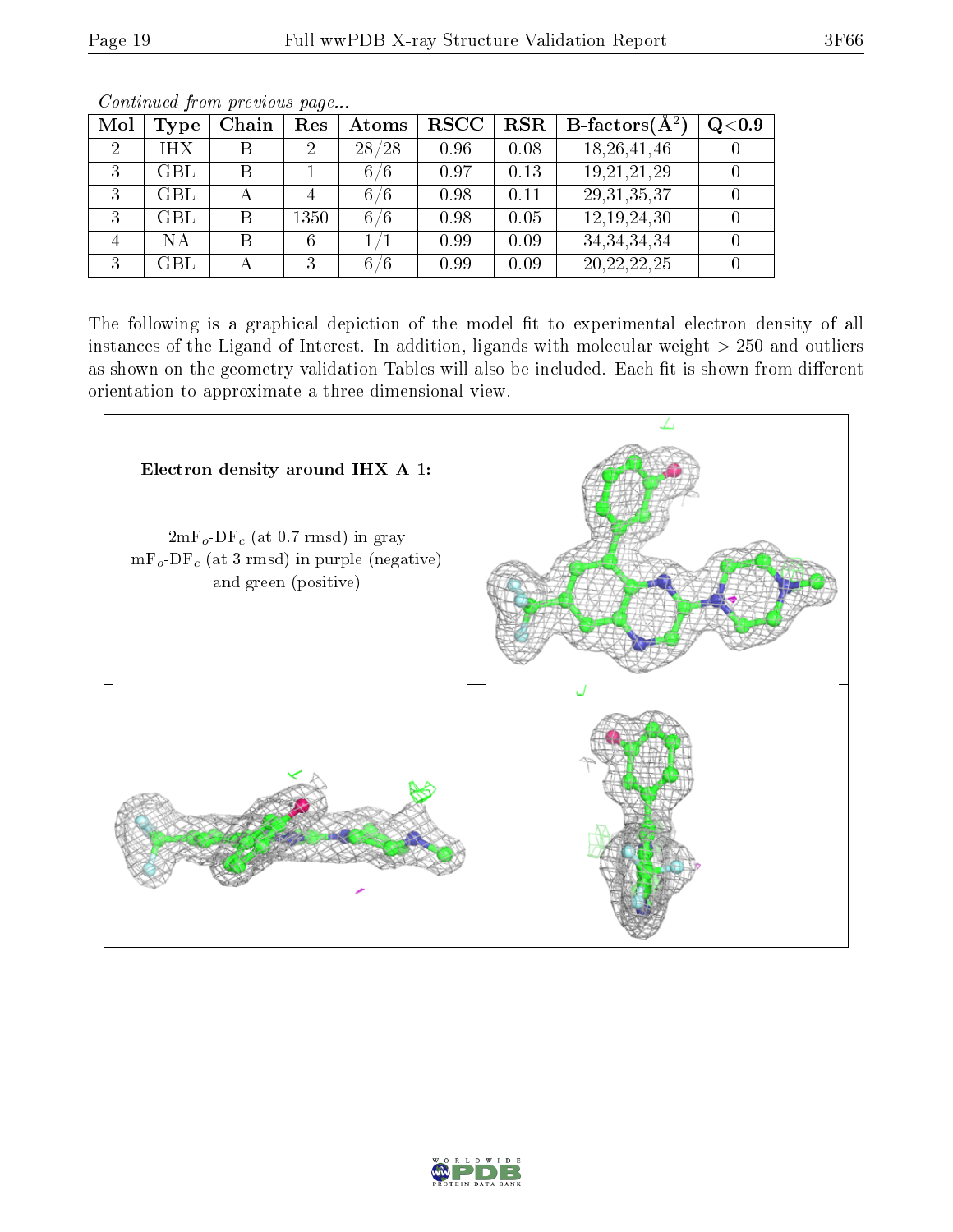*Continued from previous page...*

| Mol | Type | Chain | Res | Atoms | RSCC | RSR | B-factors(Å$^2$) | Q<0.9 |
|---|---|---|---|---|---|---|---|---|
| 2 | IHX | B | 2 | 28/28 | 0.96 | 0.08 | 18,26,41,46 | 0 |
| 3 | GBL | B | 1 | 6/6 | 0.97 | 0.13 | 19,21,21,29 | 0 |
| 3 | GBL | A | 4 | 6/6 | 0.98 | 0.11 | 29,31,35,37 | 0 |
| 3 | GBL | B | 1350 | 6/6 | 0.98 | 0.05 | 12,19,24,30 | 0 |
| 4 | NA | B | 6 | 1/1 | 0.99 | 0.09 | 34,34,34,34 | 0 |
| 3 | GBL | A | 3 | 6/6 | 0.99 | 0.09 | 20,22,22,25 | 0 |

The following is a graphical depiction of the model fit to experimental electron density of all instances of the Ligand of Interest. In addition, ligands with molecular weight > 250 and outliers as shown on the geometry validation Tables will also be included. Each fit is shown from different orientation to approximate a three-dimensional view.

**Electron density around IHX A 1:**

$2mF_o$-$DF_c$ (at 0.7 rmsd) in gray
$mF_o$-$DF_c$ (at 3 rmsd) in purple (negative) and green (positive)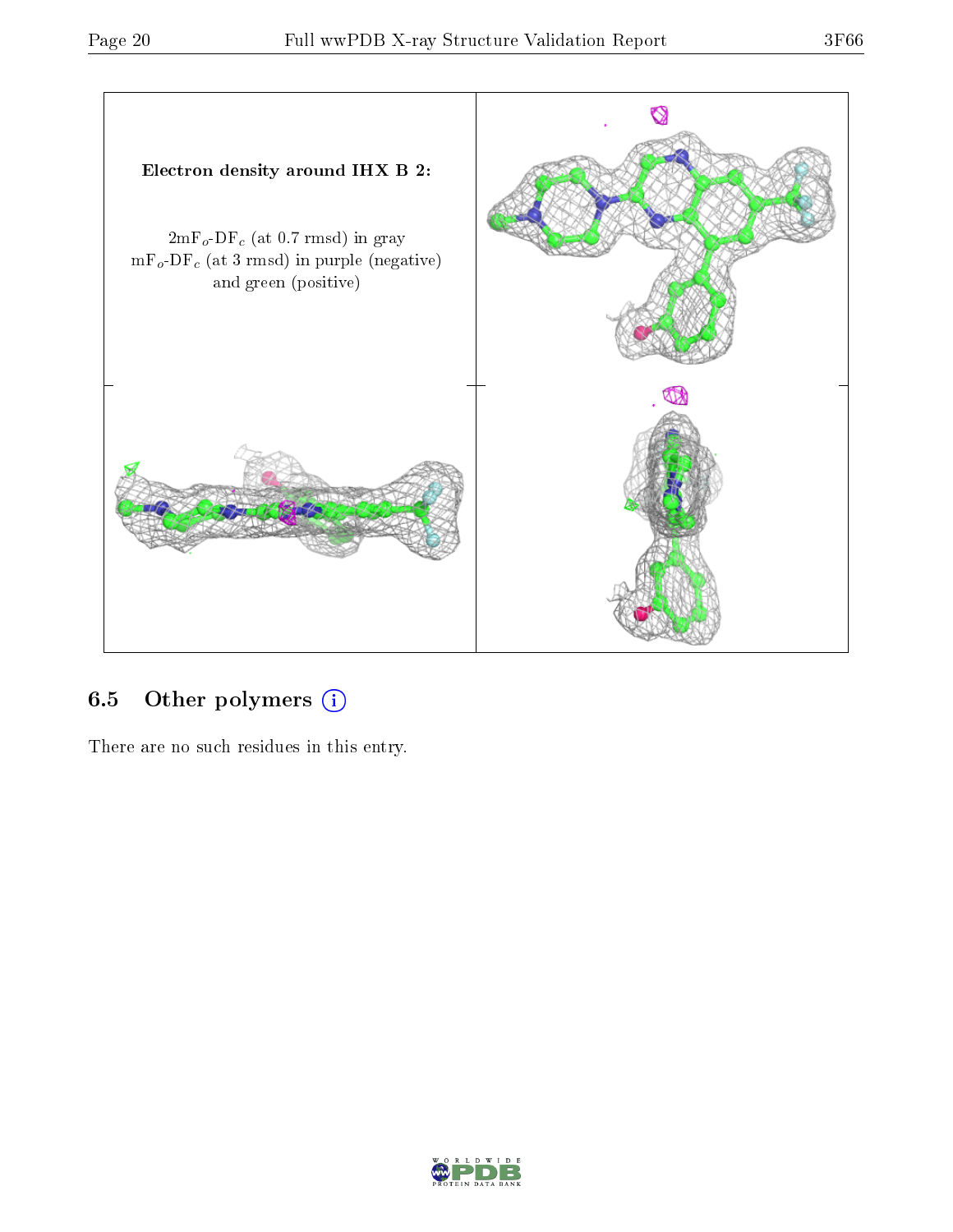**Electron density around IHX B 2:**

$2mF_o$-$DF_c$ (at 0.7 rmsd) in gray
$mF_o$-$DF_c$ (at 3 rmsd) in purple (negative)
and green (positive)

### 6.5 Other polymers

There are no such residues in this entry.